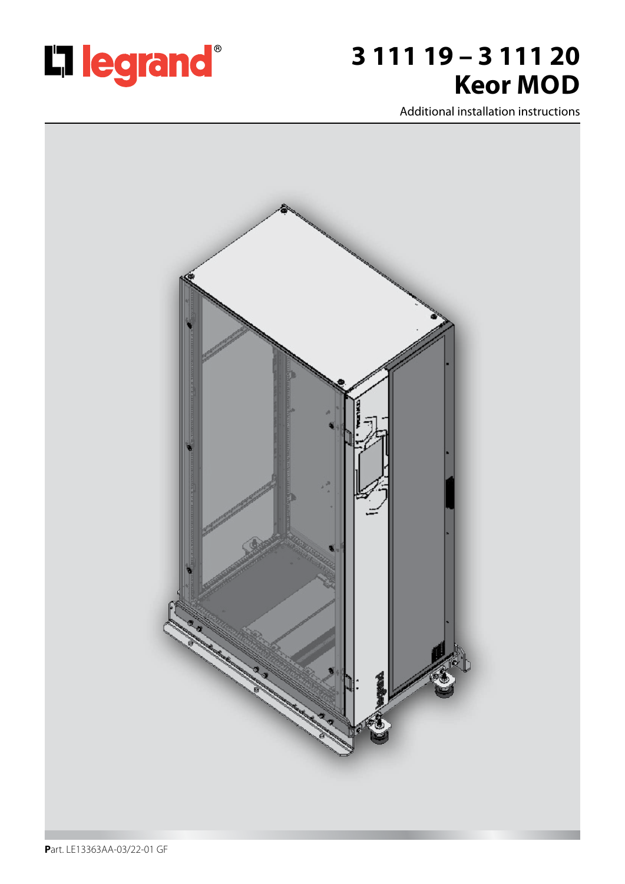legrand®

# 3 111 19 – 3 111 20
# Keor MOD

Additional installation instructions

Part. LE13363AA-03/22-01 GF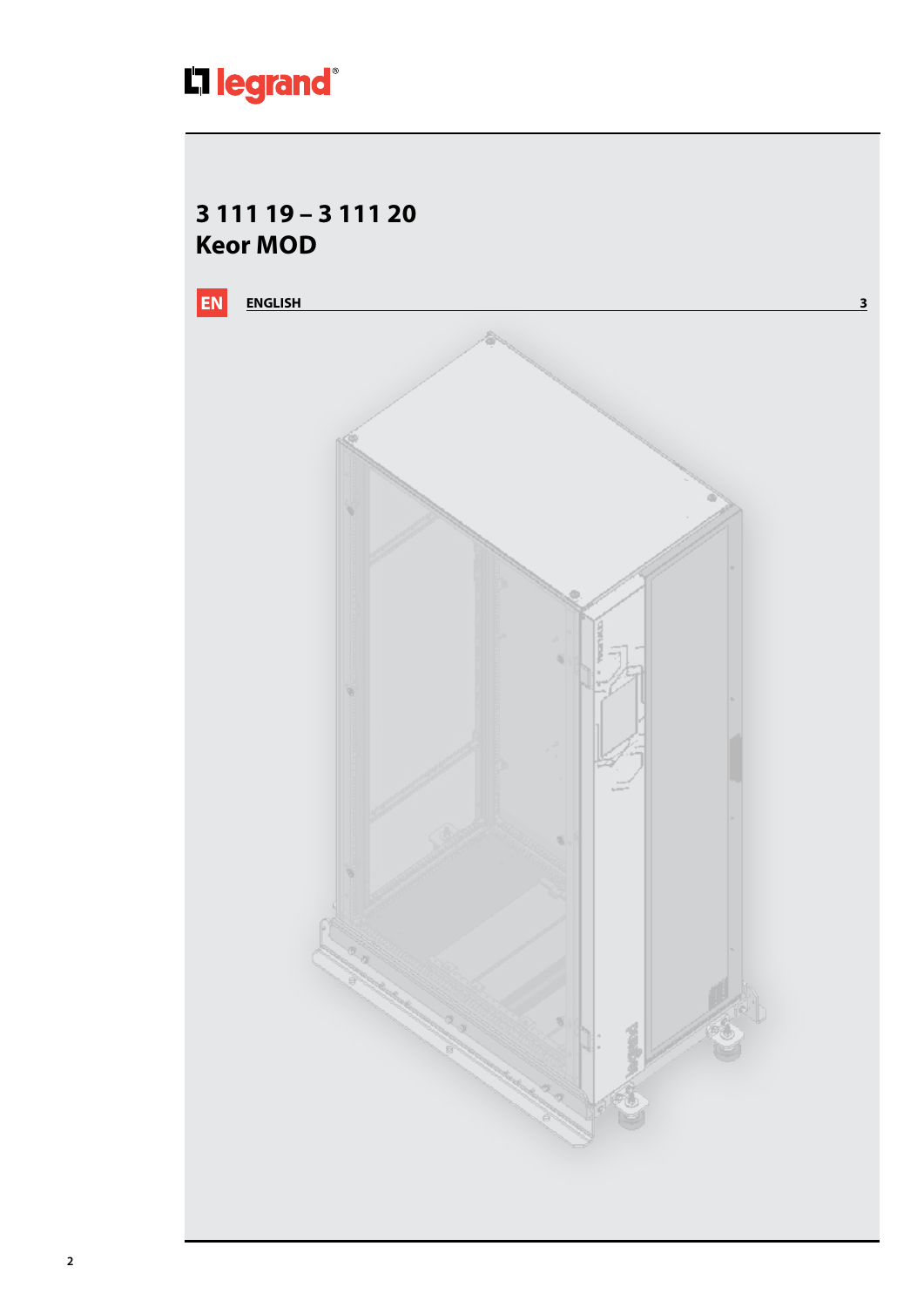# 3 111 19 – 3 111 20
# Keor MOD

EN **ENGLISH** 3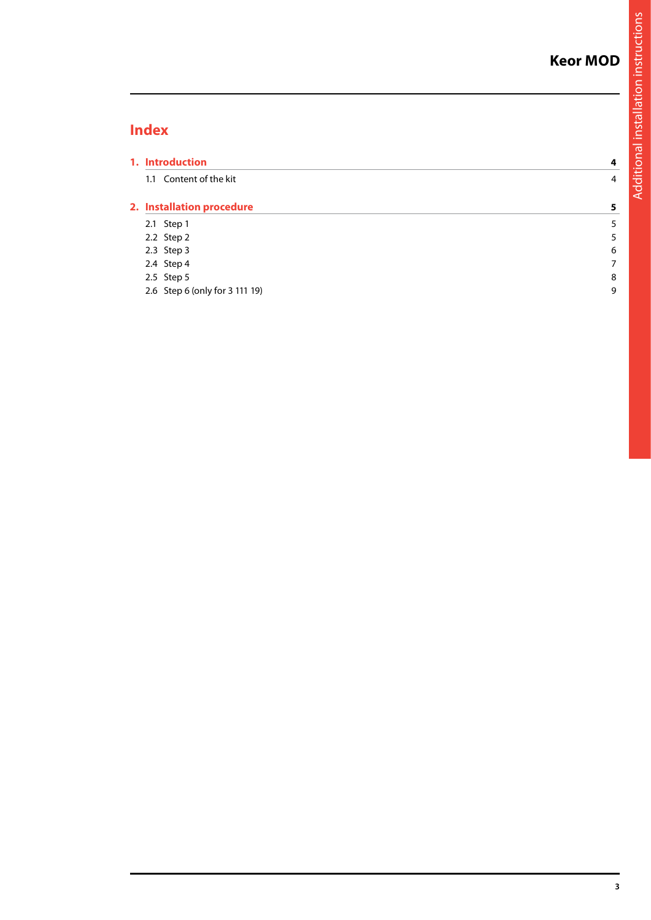# Index

| | |
|---|---|
| **1. Introduction** | **4** |
| 1.1 Content of the kit | 4 |
| **2. Installation procedure** | **5** |
| 2.1 Step 1 | 5 |
| 2.2 Step 2 | 5 |
| 2.3 Step 3 | 6 |
| 2.4 Step 4 | 7 |
| 2.5 Step 5 | 8 |
| 2.6 Step 6 (only for 3 111 19) | 9 |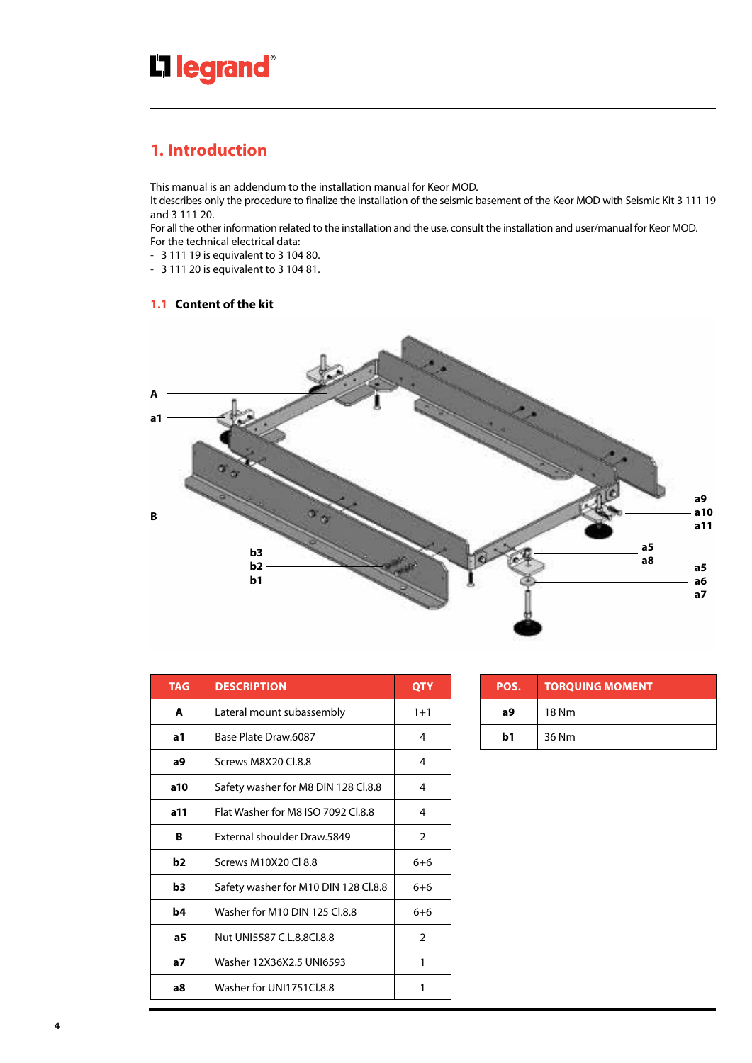# 1. Introduction

This manual is an addendum to the installation manual for Keor MOD.
It describes only the procedure to finalize the installation of the seismic basement of the Keor MOD with Seismic Kit 3 111 19 and 3 111 20.
For all the other information related to the installation and the use, consult the installation and user/manual for Keor MOD.
For the technical electrical data:

- 3 111 19 is equivalent to 3 104 80.
- 3 111 20 is equivalent to 3 104 81.

## 1.1 Content of the kit

A
a1
B
b3
b2
b1
a9
a10
a11
a5
a8
a5
a6
a7

| TAG | DESCRIPTION | QTY |
|---|---|---|
| A | Lateral mount subassembly | 1+1 |
| a1 | Base Plate Draw.6087 | 4 |
| a9 | Screws M8X20 Cl.8.8 | 4 |
| a10 | Safety washer for M8 DIN 128 Cl.8.8 | 4 |
| a11 | Flat Washer for M8 ISO 7092 Cl.8.8 | 4 |
| B | External shoulder Draw.5849 | 2 |
| b2 | Screws M10X20 Cl 8.8 | 6+6 |
| b3 | Safety washer for M10 DIN 128 Cl.8.8 | 6+6 |
| b4 | Washer for M10 DIN 125 Cl.8.8 | 6+6 |
| a5 | Nut UNI5587 C.L.8.8Cl.8.8 | 2 |
| a7 | Washer 12X36X2.5 UNI6593 | 1 |
| a8 | Washer for UNI1751Cl.8.8 | 1 |

| POS. | TORQUING MOMENT |
|---|---|
| a9 | 18 Nm |
| b1 | 36 Nm |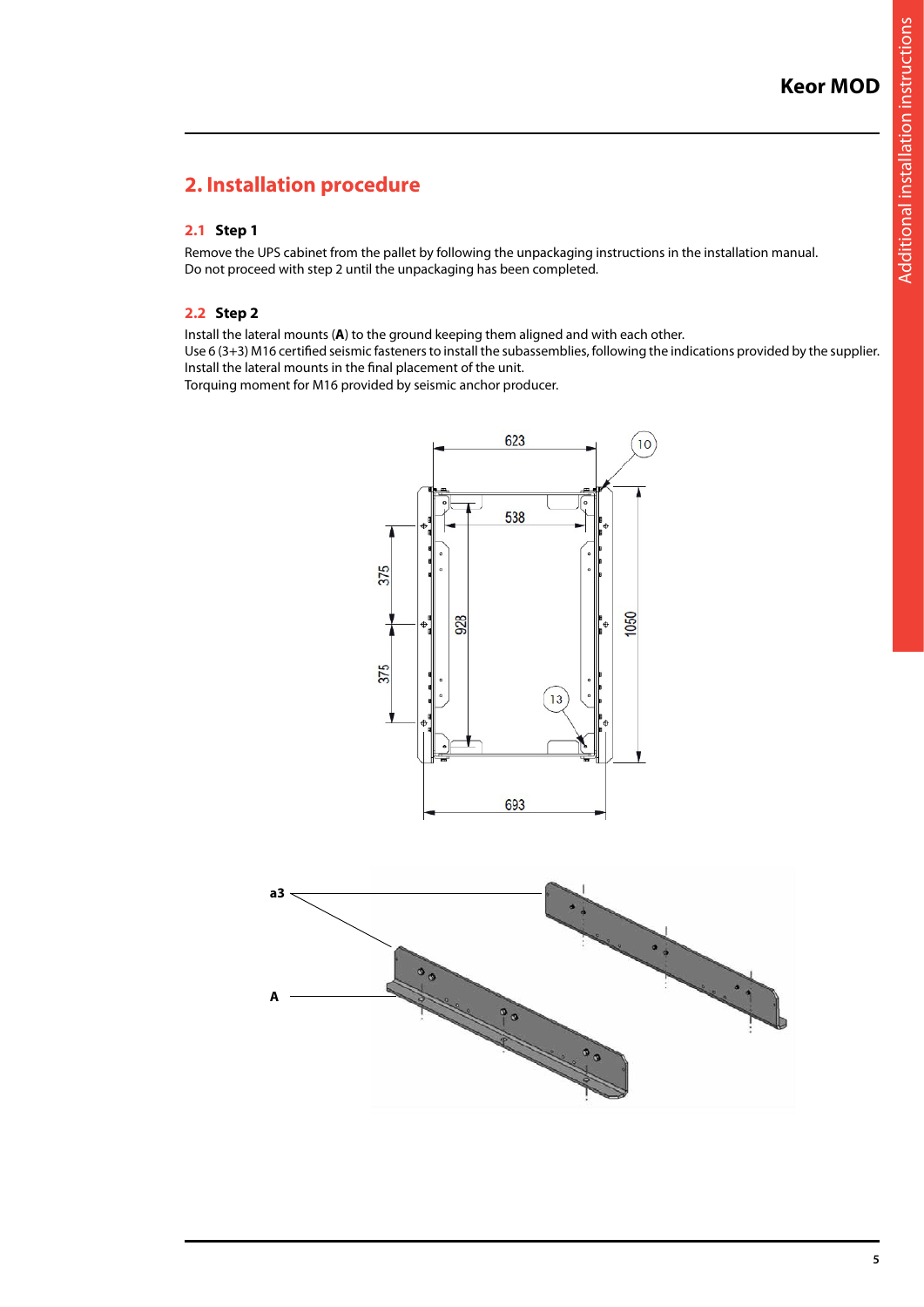## 2. Installation procedure

### 2.1 Step 1

Remove the UPS cabinet from the pallet by following the unpackaging instructions in the installation manual.
Do not proceed with step 2 until the unpackaging has been completed.

### 2.2 Step 2

Install the lateral mounts (**A**) to the ground keeping them aligned and with each other.
Use 6 (3+3) M16 certified seismic fasteners to install the subassemblies, following the indications provided by the supplier.
Install the lateral mounts in the final placement of the unit.
Torquing moment for M16 provided by seismic anchor producer.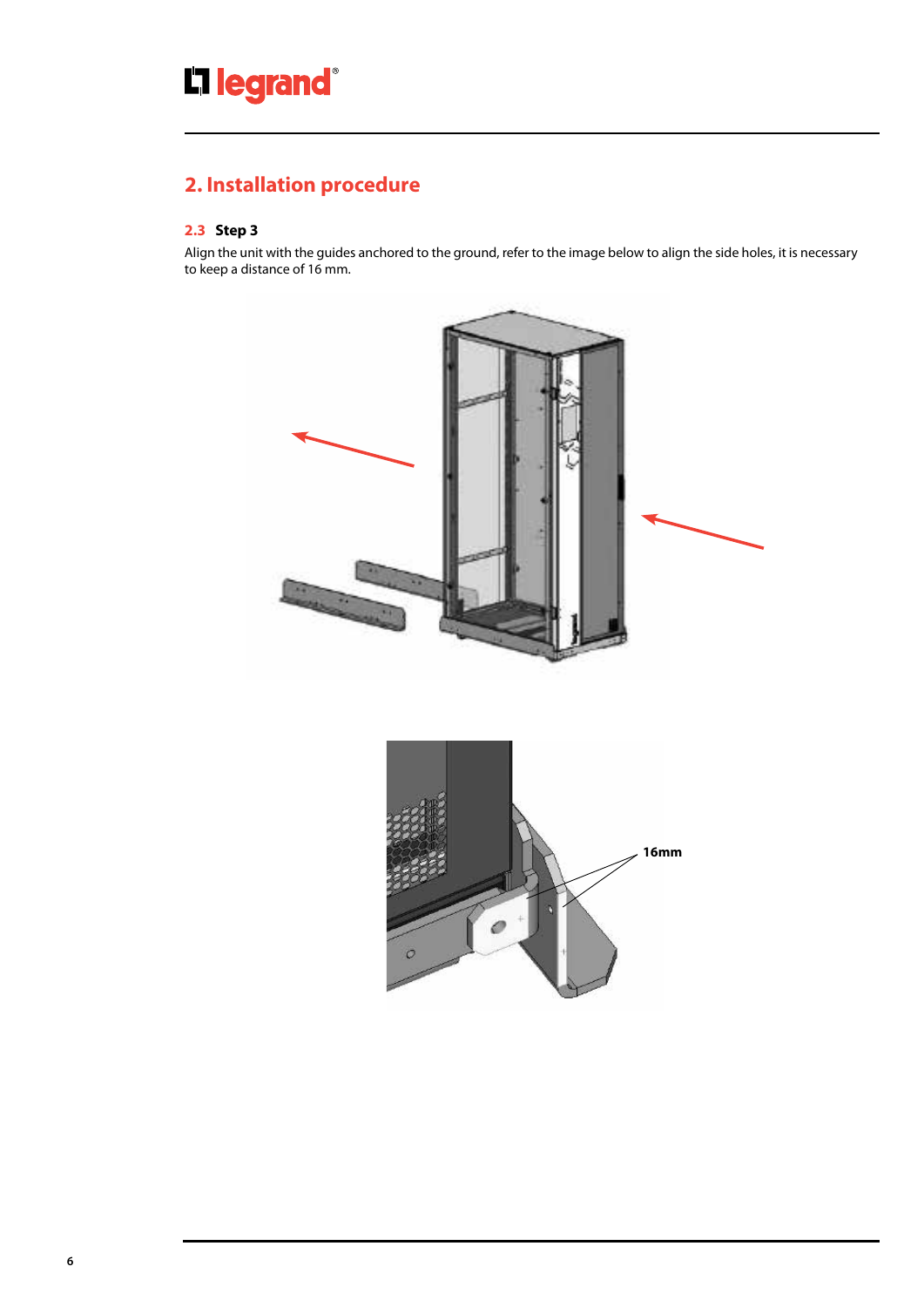## 2. Installation procedure

### 2.3 Step 3

Align the unit with the guides anchored to the ground, refer to the image below to align the side holes, it is necessary to keep a distance of 16 mm.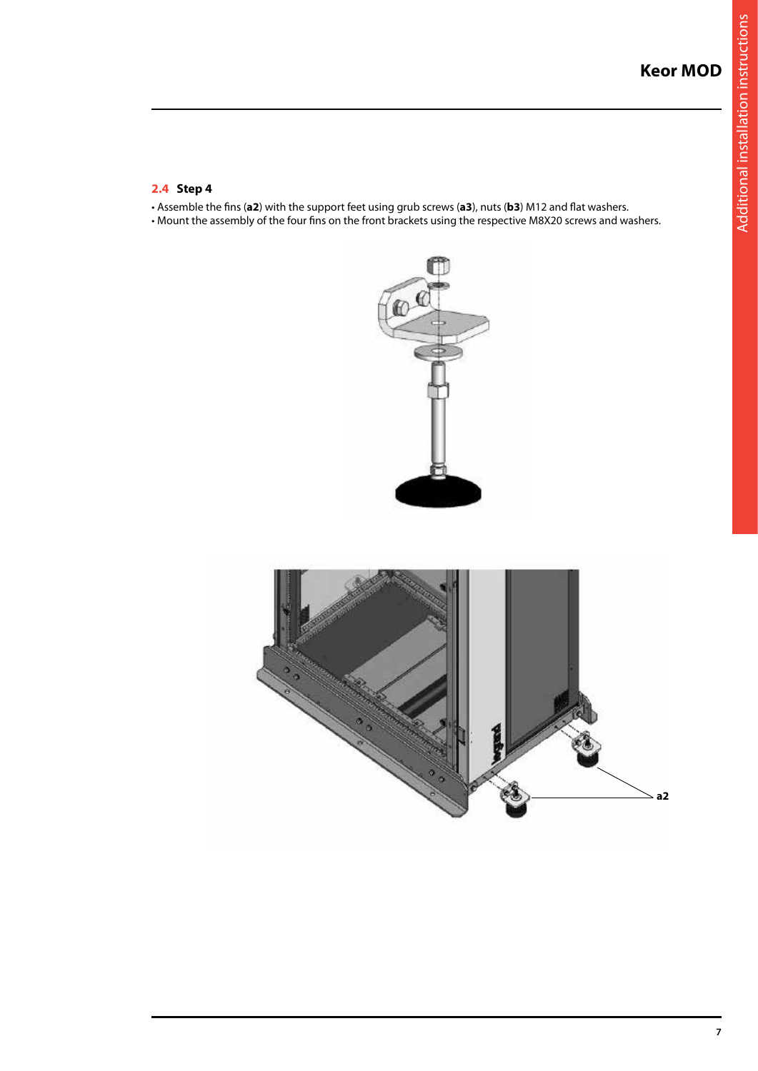## 2.4 Step 4

- Assemble the fins (**a2**) with the support feet using grub screws (**a3**), nuts (**b3**) M12 and flat washers.
- Mount the assembly of the four fins on the front brackets using the respective M8X20 screws and washers.

a2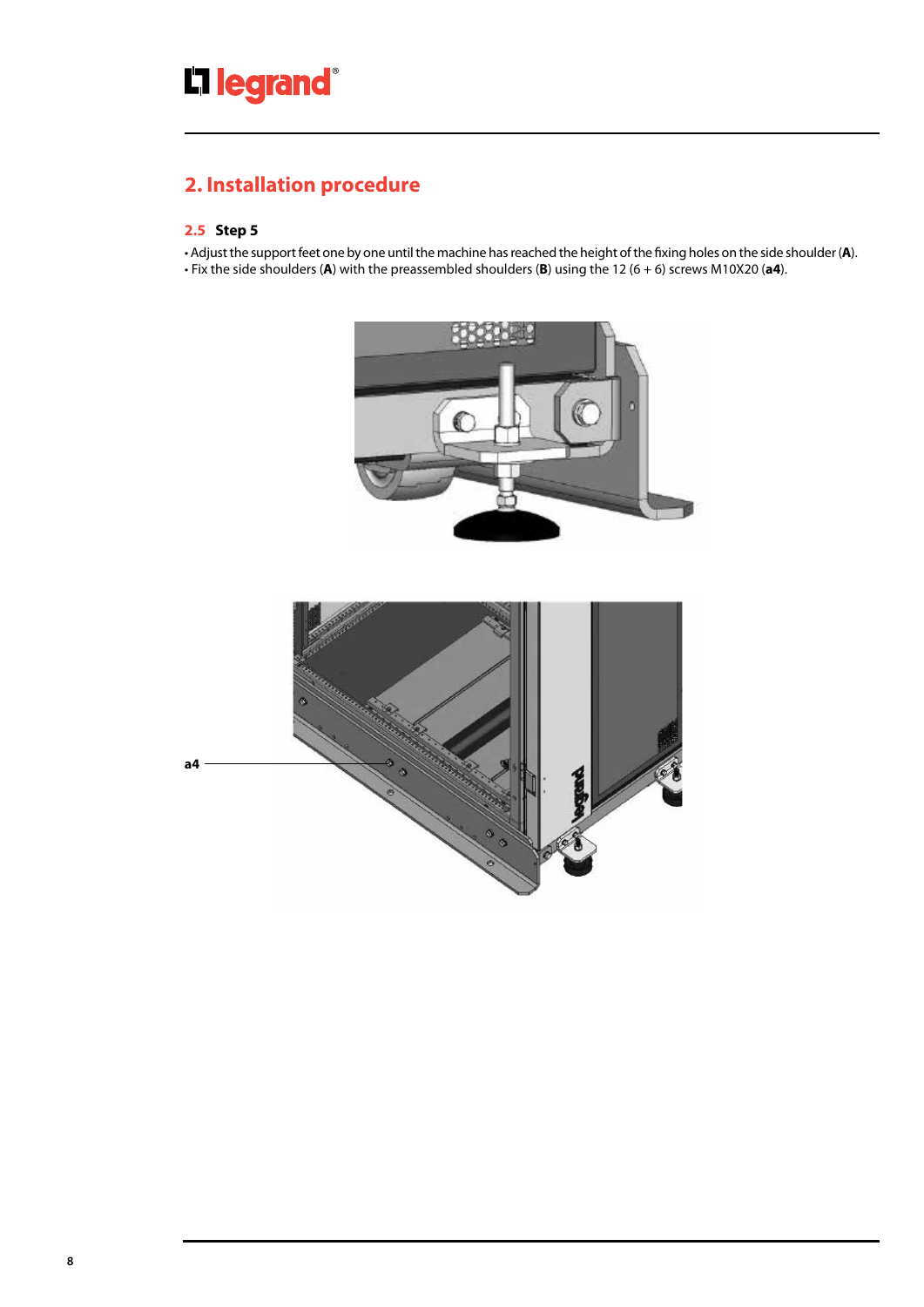## 2. Installation procedure

### 2.5 Step 5

- Adjust the support feet one by one until the machine has reached the height of the fixing holes on the side shoulder (**A**).
- Fix the side shoulders (**A**) with the preassembled shoulders (**B**) using the 12 (6 + 6) screws M10X20 (**a4**).

a4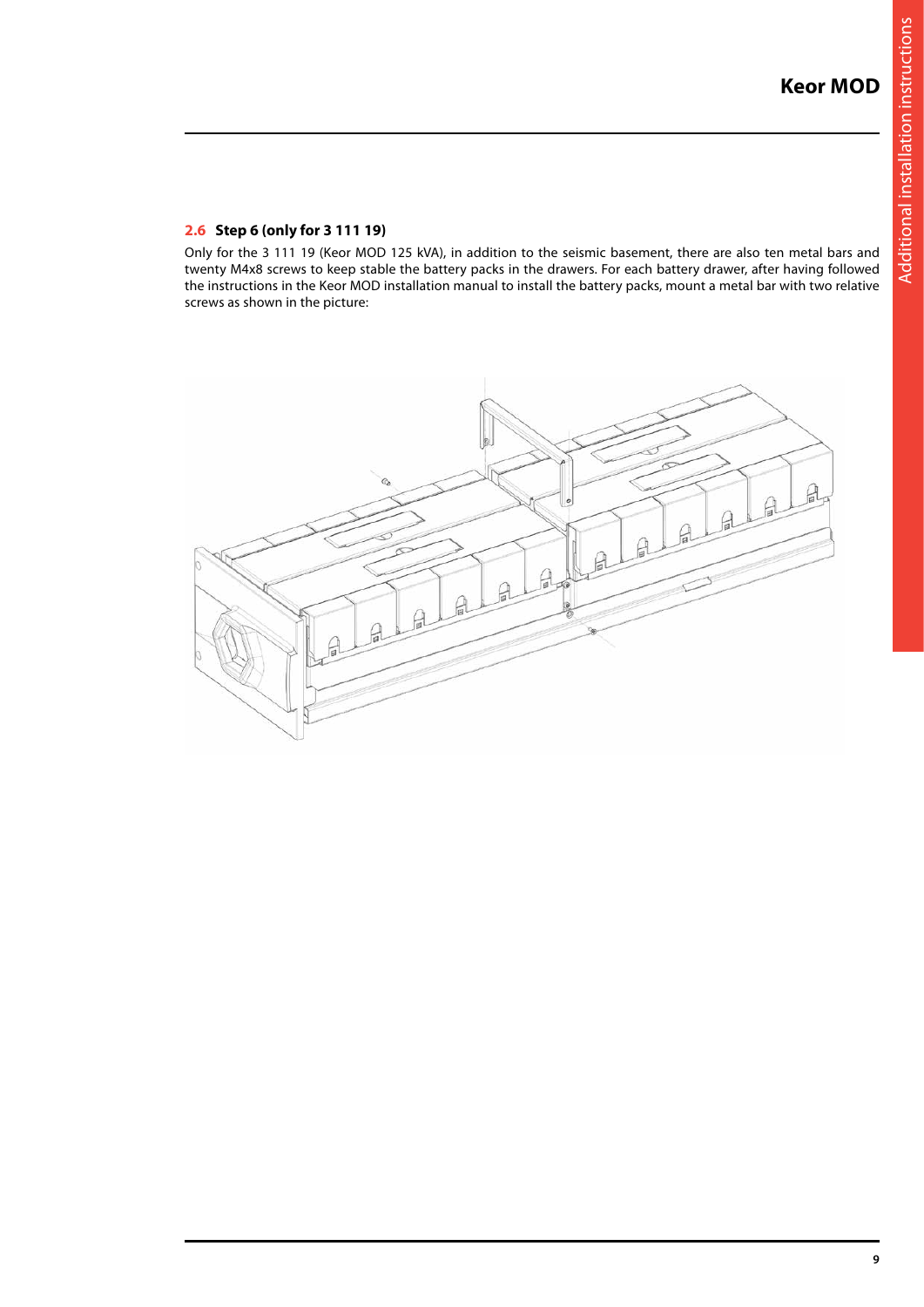### 2.6 Step 6 (only for 3 111 19)

Only for the 3 111 19 (Keor MOD 125 kVA), in addition to the seismic basement, there are also ten metal bars and twenty M4x8 screws to keep stable the battery packs in the drawers. For each battery drawer, after having followed the instructions in the Keor MOD installation manual to install the battery packs, mount a metal bar with two relative screws as shown in the picture: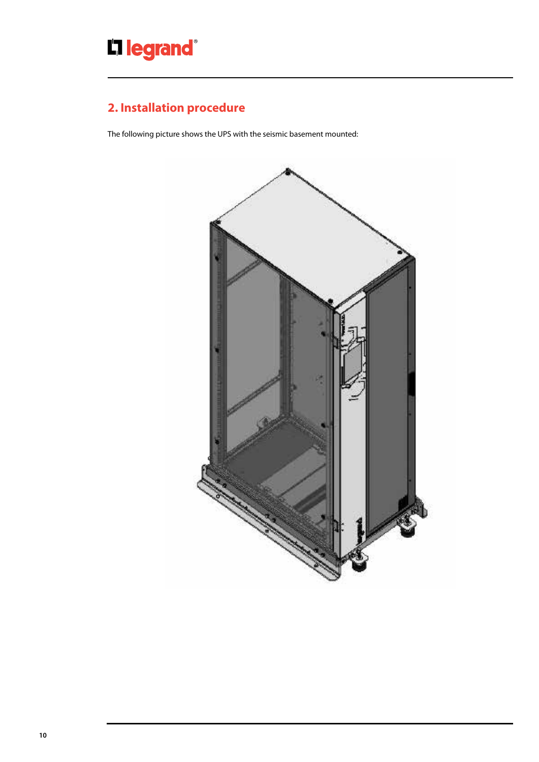## 2. Installation procedure

The following picture shows the UPS with the seismic basement mounted: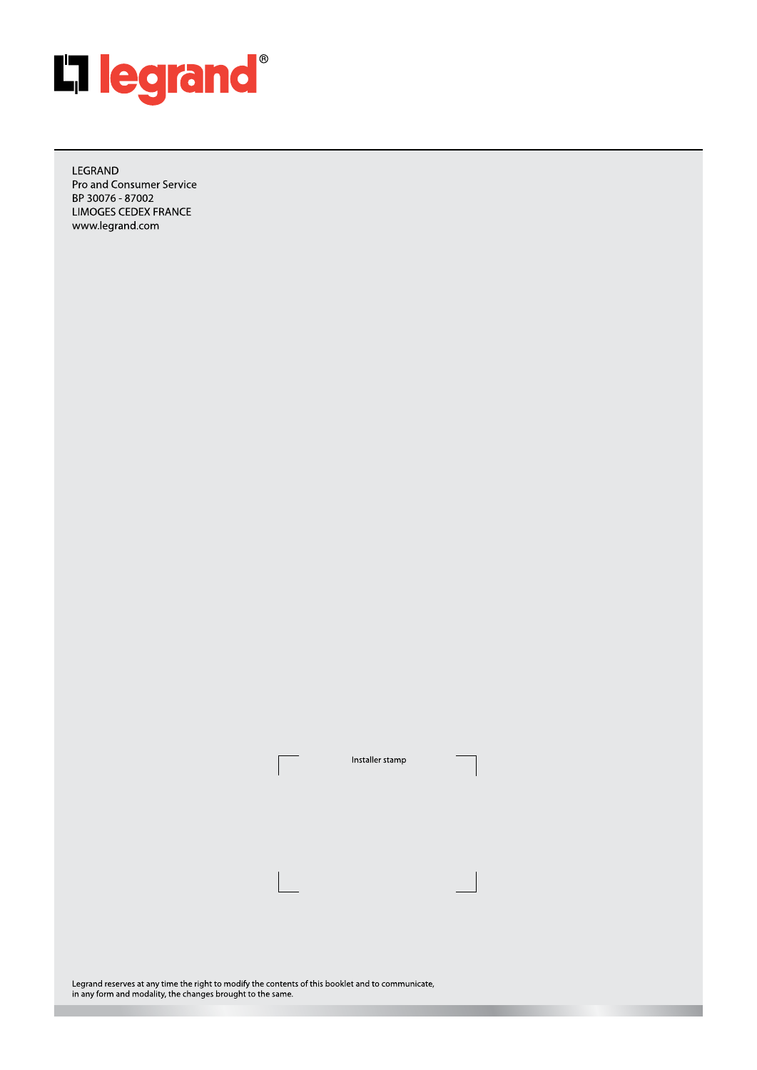LEGRAND
Pro and Consumer Service
BP 30076 - 87002
LIMOGES CEDEX FRANCE
www.legrand.com

Installer stamp

Legrand reserves at any time the right to modify the contents of this booklet and to communicate,
in any form and modality, the changes brought to the same.